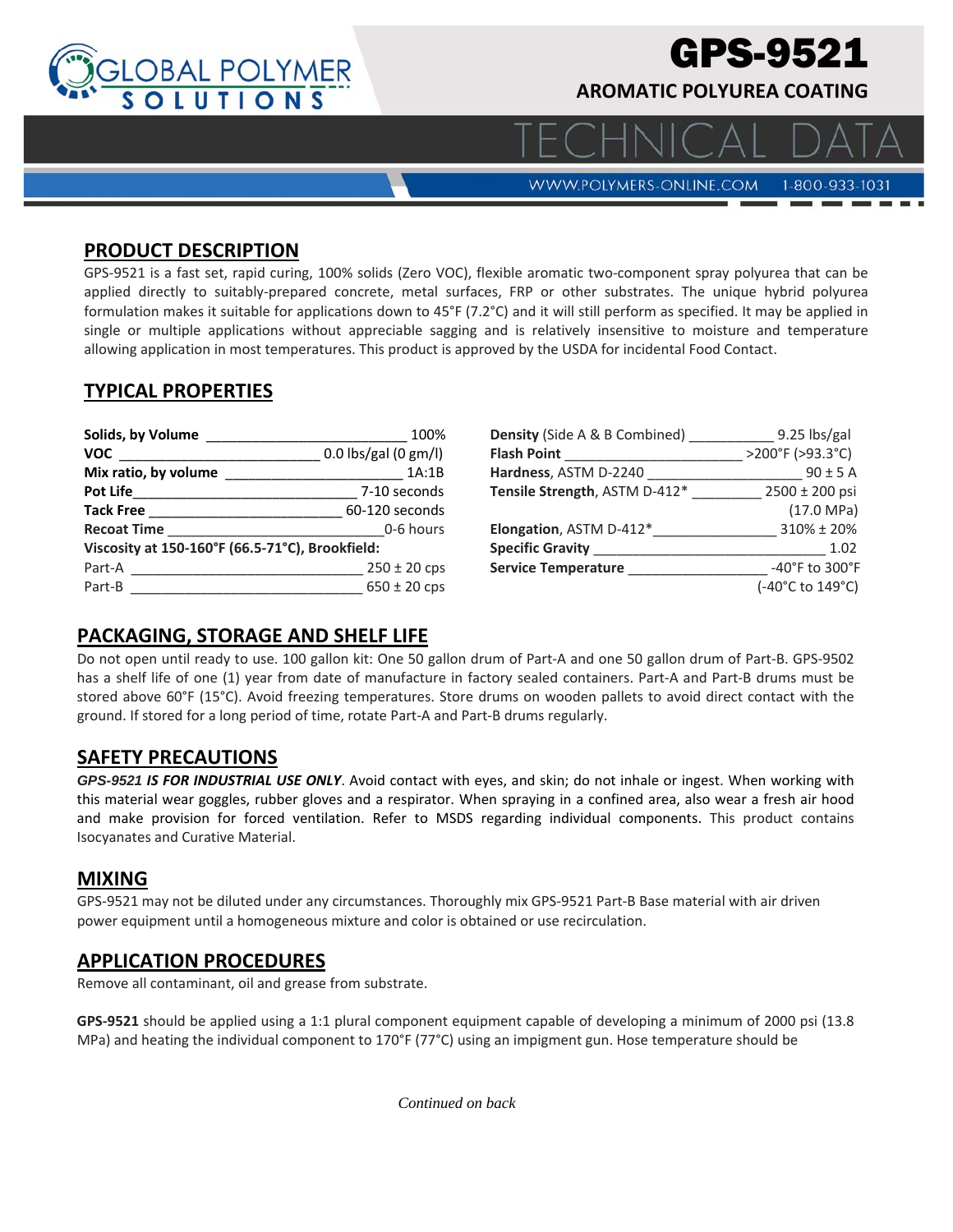GLOBAL POLYMER SOLUTIONS

# GPS-9521

**AROMATIC POLYUREA COATING**

TECHNICAL DATA

WWW.POLYMERS-ONLINE.COM 1-800-933-1031

## PRODUCT DESCRIPTION

GPS-9521 is a fast set, rapid curing, 100% solids (Zero VOC), flexible aromatic two-component spray polyurea that can be applied directly to suitably-prepared concrete, metal surfaces, FRP or other substrates. The unique hybrid polyurea formulation makes it suitable for applications down to 45°F (7.2°C) and it will still perform as specified. It may be applied in single or multiple applications without appreciable sagging and is relatively insensitive to moisture and temperature allowing application in most temperatures. This product is approved by the USDA for incidental Food Contact.

## TYPICAL PROPERTIES

| Property | Value |
|---|---|
| **Solids, by Volume** | 100% |
| **VOC** | 0.0 lbs/gal (0 gm/l) |
| **Mix ratio, by volume** | 1A:1B |
| **Pot Life** | 7-10 seconds |
| **Tack Free** | 60-120 seconds |
| **Recoat Time** | 0-6 hours |
| **Viscosity at 150-160°F (66.5-71°C), Brookfield:** | |
| Part-A | 250 ± 20 cps |
| Part-B | 650 ± 20 cps |

| Property | Value |
|---|---|
| **Density** (Side A & B Combined) | 9.25 lbs/gal |
| **Flash Point** | >200°F (>93.3°C) |
| **Hardness**, ASTM D-2240 | 90 ± 5 A |
| **Tensile Strength**, ASTM D-412* | 2500 ± 200 psi (17.0 MPa) |
| **Elongation**, ASTM D-412* | 310% ± 20% |
| **Specific Gravity** | 1.02 |
| **Service Temperature** | -40°F to 300°F (-40°C to 149°C) |

## PACKAGING, STORAGE AND SHELF LIFE

Do not open until ready to use. 100 gallon kit: One 50 gallon drum of Part-A and one 50 gallon drum of Part-B. GPS-9502 has a shelf life of one (1) year from date of manufacture in factory sealed containers. Part-A and Part-B drums must be stored above 60°F (15°C). Avoid freezing temperatures. Store drums on wooden pallets to avoid direct contact with the ground. If stored for a long period of time, rotate Part-A and Part-B drums regularly.

## SAFETY PRECAUTIONS

***GPS-9521 IS FOR INDUSTRIAL USE ONLY***. Avoid contact with eyes, and skin; do not inhale or ingest. When working with this material wear goggles, rubber gloves and a respirator. When spraying in a confined area, also wear a fresh air hood and make provision for forced ventilation. Refer to MSDS regarding individual components. This product contains Isocyanates and Curative Material.

## MIXING

GPS-9521 may not be diluted under any circumstances. Thoroughly mix GPS-9521 Part-B Base material with air driven power equipment until a homogeneous mixture and color is obtained or use recirculation.

## APPLICATION PROCEDURES

Remove all contaminant, oil and grease from substrate.

**GPS-9521** should be applied using a 1:1 plural component equipment capable of developing a minimum of 2000 psi (13.8 MPa) and heating the individual component to 170°F (77°C) using an impigment gun. Hose temperature should be

*Continued on back*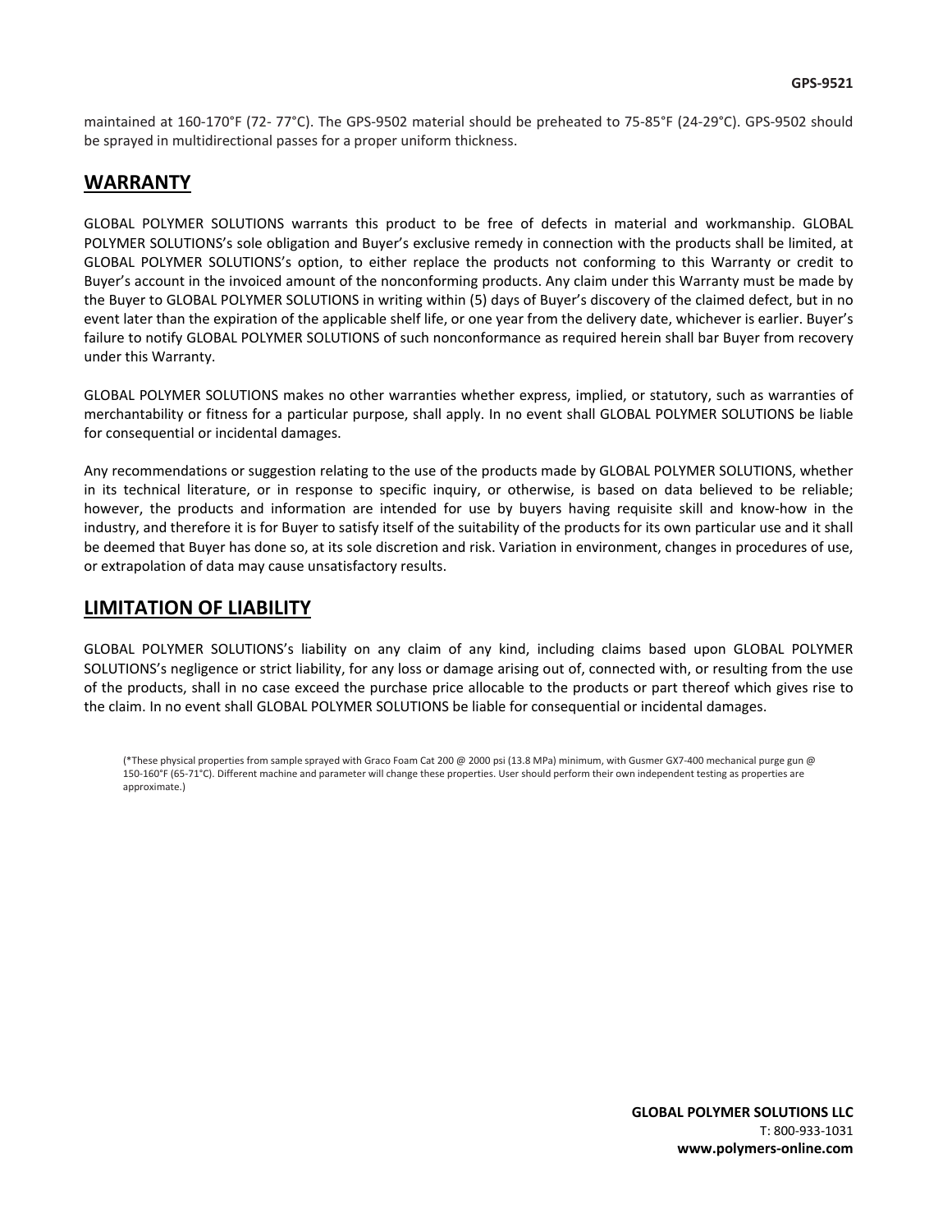maintained at 160-170°F (72- 77°C). The GPS-9502 material should be preheated to 75-85°F (24-29°C). GPS-9502 should be sprayed in multidirectional passes for a proper uniform thickness.

## WARRANTY

GLOBAL POLYMER SOLUTIONS warrants this product to be free of defects in material and workmanship. GLOBAL POLYMER SOLUTIONS's sole obligation and Buyer's exclusive remedy in connection with the products shall be limited, at GLOBAL POLYMER SOLUTIONS's option, to either replace the products not conforming to this Warranty or credit to Buyer's account in the invoiced amount of the nonconforming products. Any claim under this Warranty must be made by the Buyer to GLOBAL POLYMER SOLUTIONS in writing within (5) days of Buyer's discovery of the claimed defect, but in no event later than the expiration of the applicable shelf life, or one year from the delivery date, whichever is earlier. Buyer's failure to notify GLOBAL POLYMER SOLUTIONS of such nonconformance as required herein shall bar Buyer from recovery under this Warranty.

GLOBAL POLYMER SOLUTIONS makes no other warranties whether express, implied, or statutory, such as warranties of merchantability or fitness for a particular purpose, shall apply. In no event shall GLOBAL POLYMER SOLUTIONS be liable for consequential or incidental damages.

Any recommendations or suggestion relating to the use of the products made by GLOBAL POLYMER SOLUTIONS, whether in its technical literature, or in response to specific inquiry, or otherwise, is based on data believed to be reliable; however, the products and information are intended for use by buyers having requisite skill and know-how in the industry, and therefore it is for Buyer to satisfy itself of the suitability of the products for its own particular use and it shall be deemed that Buyer has done so, at its sole discretion and risk. Variation in environment, changes in procedures of use, or extrapolation of data may cause unsatisfactory results.

## LIMITATION OF LIABILITY

GLOBAL POLYMER SOLUTIONS's liability on any claim of any kind, including claims based upon GLOBAL POLYMER SOLUTIONS's negligence or strict liability, for any loss or damage arising out of, connected with, or resulting from the use of the products, shall in no case exceed the purchase price allocable to the products or part thereof which gives rise to the claim. In no event shall GLOBAL POLYMER SOLUTIONS be liable for consequential or incidental damages.

(*These physical properties from sample sprayed with Graco Foam Cat 200 @ 2000 psi (13.8 MPa) minimum, with Gusmer GX7-400 mechanical purge gun @ 150-160°F (65-71°C). Different machine and parameter will change these properties. User should perform their own independent testing as properties are approximate.)

**GLOBAL POLYMER SOLUTIONS LLC**
T: 800-933-1031
**www.polymers-online.com**